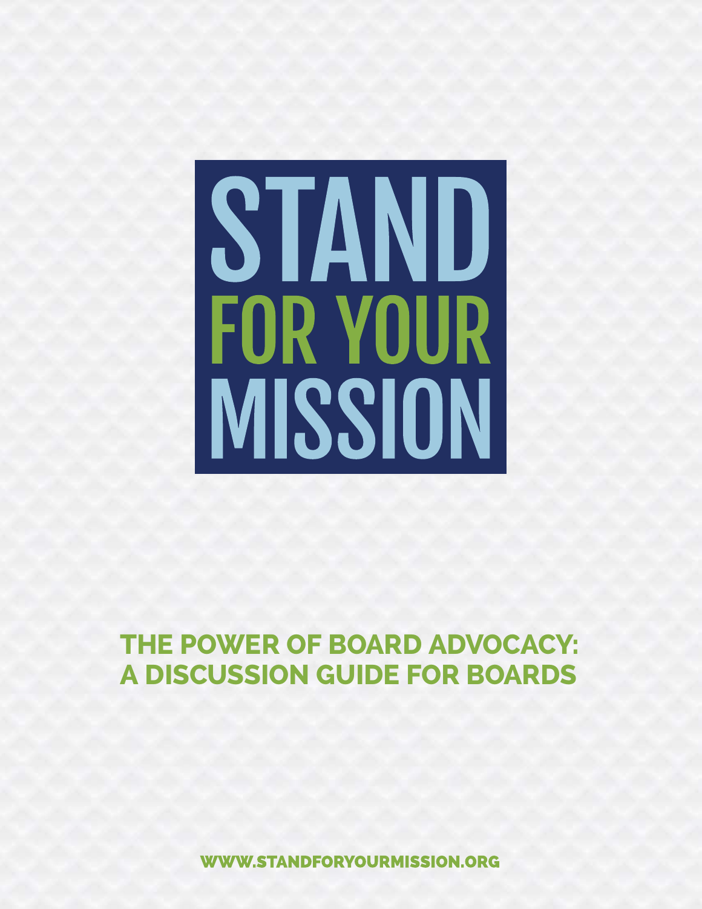# STAND FOR YOUR MISSION

## THE POWER OF BOARD ADVOCACY: A DISCUSSION GUIDE FOR BOARDS

WWW.STANDFORYOURMISSION.ORG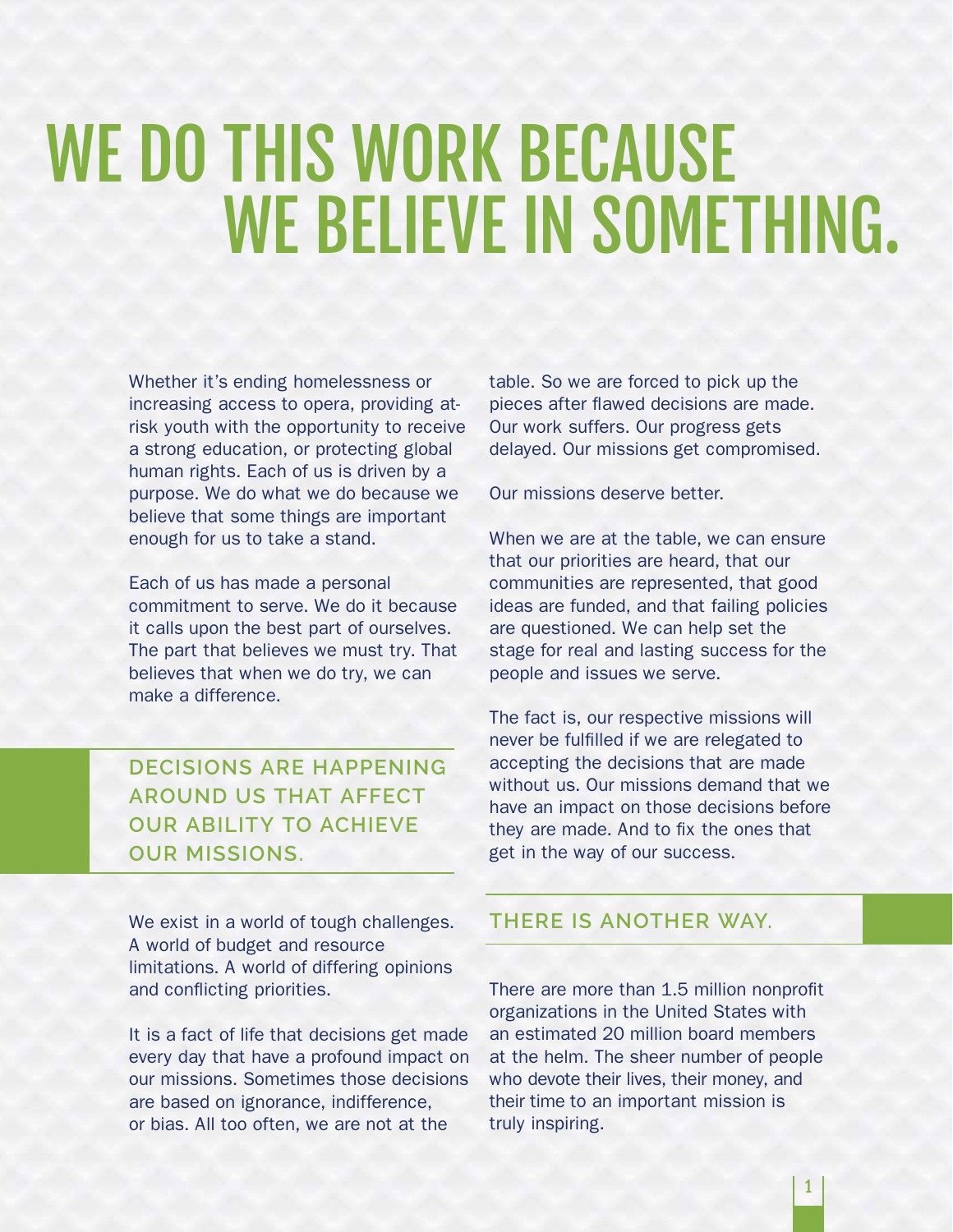# WE DO THIS WORK BECAUSE WE BELIEVE IN SOMETHING.

Whether it's ending homelessness or increasing access to opera, providing at-risk youth with the opportunity to receive a strong education, or protecting global human rights. Each of us is driven by a purpose. We do what we do because we believe that some things are important enough for us to take a stand.

Each of us has made a personal commitment to serve. We do it because it calls upon the best part of ourselves. The part that believes we must try. That believes that when we do try, we can make a difference.

## DECISIONS ARE HAPPENING AROUND US THAT AFFECT OUR ABILITY TO ACHIEVE OUR MISSIONS.

We exist in a world of tough challenges. A world of budget and resource limitations. A world of differing opinions and conflicting priorities.

It is a fact of life that decisions get made every day that have a profound impact on our missions. Sometimes those decisions are based on ignorance, indifference, or bias. All too often, we are not at the table. So we are forced to pick up the pieces after flawed decisions are made. Our work suffers. Our progress gets delayed. Our missions get compromised.

Our missions deserve better.

When we are at the table, we can ensure that our priorities are heard, that our communities are represented, that good ideas are funded, and that failing policies are questioned. We can help set the stage for real and lasting success for the people and issues we serve.

The fact is, our respective missions will never be fulfilled if we are relegated to accepting the decisions that are made without us. Our missions demand that we have an impact on those decisions before they are made. And to fix the ones that get in the way of our success.

## THERE IS ANOTHER WAY.

There are more than 1.5 million nonprofit organizations in the United States with an estimated 20 million board members at the helm. The sheer number of people who devote their lives, their money, and their time to an important mission is truly inspiring.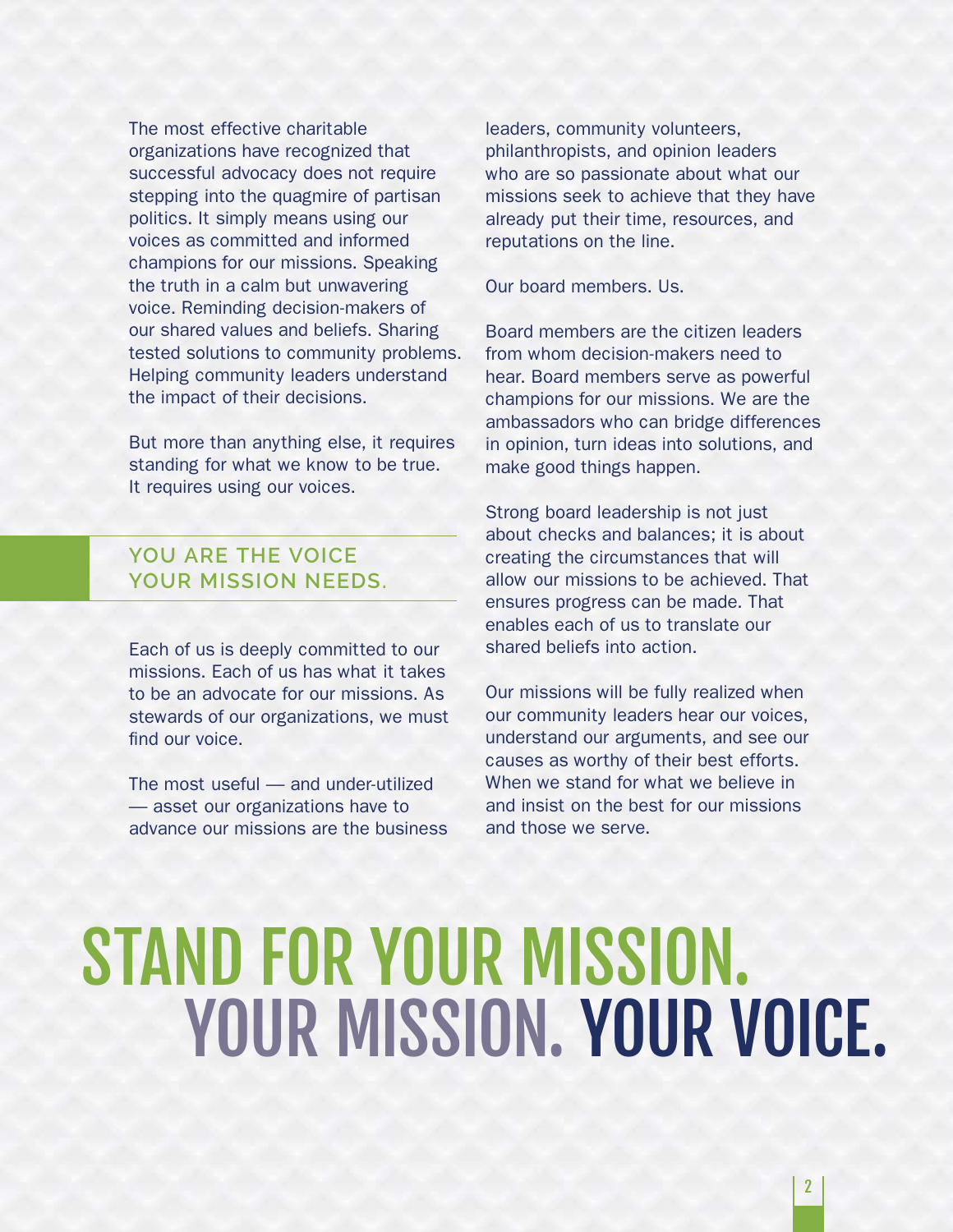The most effective charitable organizations have recognized that successful advocacy does not require stepping into the quagmire of partisan politics. It simply means using our voices as committed and informed champions for our missions. Speaking the truth in a calm but unwavering voice. Reminding decision-makers of our shared values and beliefs. Sharing tested solutions to community problems. Helping community leaders understand the impact of their decisions.

But more than anything else, it requires standing for what we know to be true. It requires using our voices.

## YOU ARE THE VOICE YOUR MISSION NEEDS.

Each of us is deeply committed to our missions. Each of us has what it takes to be an advocate for our missions. As stewards of our organizations, we must find our voice.

The most useful — and under-utilized — asset our organizations have to advance our missions are the business leaders, community volunteers, philanthropists, and opinion leaders who are so passionate about what our missions seek to achieve that they have already put their time, resources, and reputations on the line.

Our board members. Us.

Board members are the citizen leaders from whom decision-makers need to hear. Board members serve as powerful champions for our missions. We are the ambassadors who can bridge differences in opinion, turn ideas into solutions, and make good things happen.

Strong board leadership is not just about checks and balances; it is about creating the circumstances that will allow our missions to be achieved. That ensures progress can be made. That enables each of us to translate our shared beliefs into action.

Our missions will be fully realized when our community leaders hear our voices, understand our arguments, and see our causes as worthy of their best efforts. When we stand for what we believe in and insist on the best for our missions and those we serve.

# STAND FOR YOUR MISSION. YOUR MISSION. YOUR VOICE.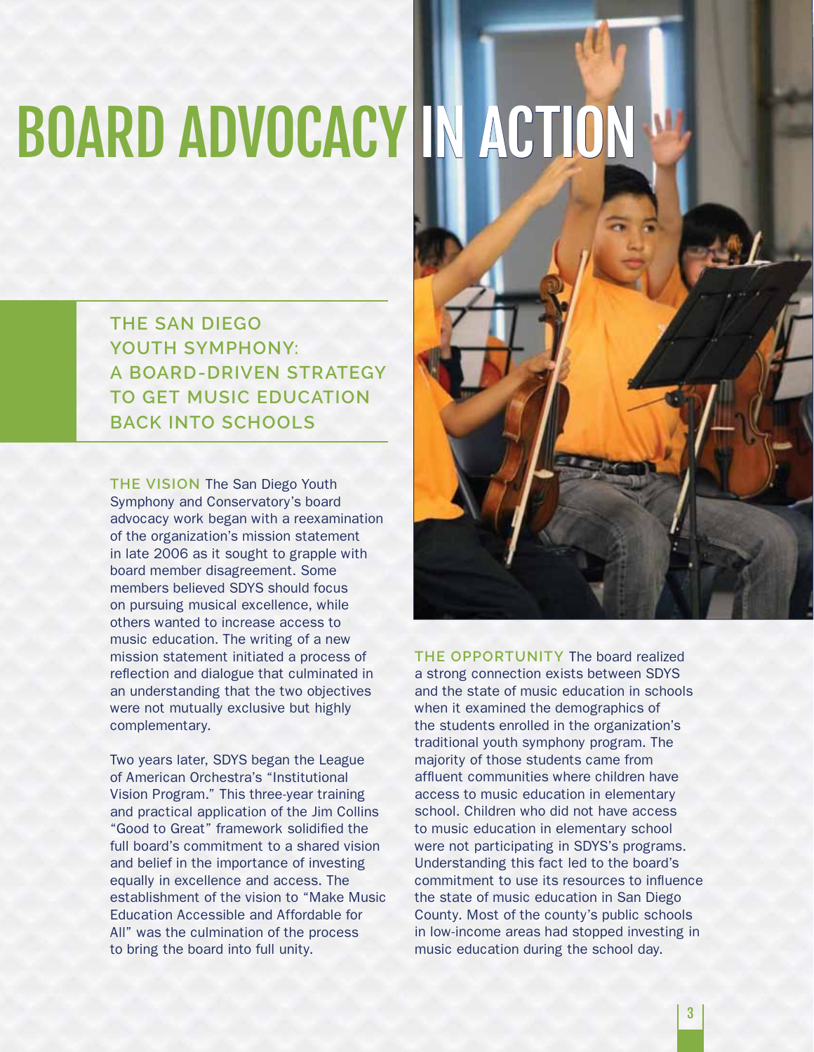# BOARD ADVOCACY IN ACTION

## THE SAN DIEGO YOUTH SYMPHONY: A BOARD-DRIVEN STRATEGY TO GET MUSIC EDUCATION BACK INTO SCHOOLS

**THE VISION** The San Diego Youth Symphony and Conservatory's board advocacy work began with a reexamination of the organization's mission statement in late 2006 as it sought to grapple with board member disagreement. Some members believed SDYS should focus on pursuing musical excellence, while others wanted to increase access to music education. The writing of a new mission statement initiated a process of reflection and dialogue that culminated in an understanding that the two objectives were not mutually exclusive but highly complementary.

Two years later, SDYS began the League of American Orchestra's "Institutional Vision Program." This three-year training and practical application of the Jim Collins "Good to Great" framework solidified the full board's commitment to a shared vision and belief in the importance of investing equally in excellence and access. The establishment of the vision to "Make Music Education Accessible and Affordable for All" was the culmination of the process to bring the board into full unity.

**THE OPPORTUNITY** The board realized a strong connection exists between SDYS and the state of music education in schools when it examined the demographics of the students enrolled in the organization's traditional youth symphony program. The majority of those students came from affluent communities where children have access to music education in elementary school. Children who did not have access to music education in elementary school were not participating in SDYS's programs. Understanding this fact led to the board's commitment to use its resources to influence the state of music education in San Diego County. Most of the county's public schools in low-income areas had stopped investing in music education during the school day.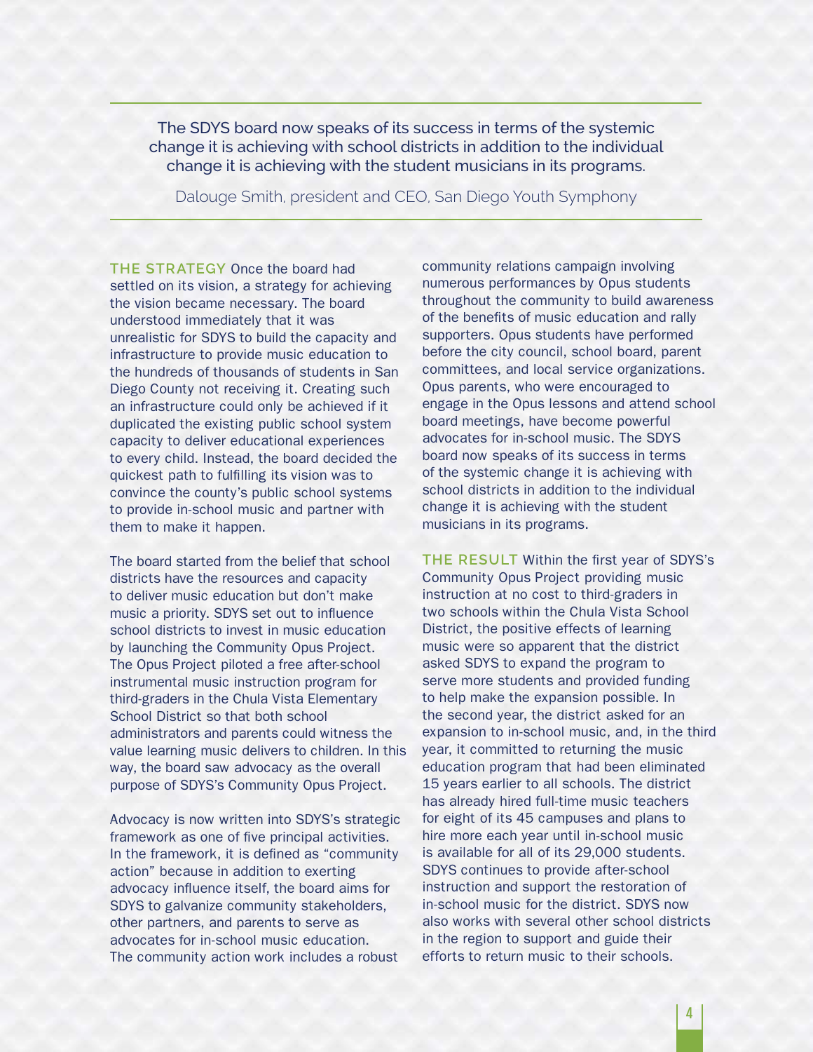> The SDYS board now speaks of its success in terms of the systemic change it is achieving with school districts in addition to the individual change it is achieving with the student musicians in its programs.
>
> Dalouge Smith, president and CEO, San Diego Youth Symphony

**THE STRATEGY** Once the board had settled on its vision, a strategy for achieving the vision became necessary. The board understood immediately that it was unrealistic for SDYS to build the capacity and infrastructure to provide music education to the hundreds of thousands of students in San Diego County not receiving it. Creating such an infrastructure could only be achieved if it duplicated the existing public school system capacity to deliver educational experiences to every child. Instead, the board decided the quickest path to fulfilling its vision was to convince the county's public school systems to provide in-school music and partner with them to make it happen.

The board started from the belief that school districts have the resources and capacity to deliver music education but don't make music a priority. SDYS set out to influence school districts to invest in music education by launching the Community Opus Project. The Opus Project piloted a free after-school instrumental music instruction program for third-graders in the Chula Vista Elementary School District so that both school administrators and parents could witness the value learning music delivers to children. In this way, the board saw advocacy as the overall purpose of SDYS's Community Opus Project.

Advocacy is now written into SDYS's strategic framework as one of five principal activities. In the framework, it is defined as "community action" because in addition to exerting advocacy influence itself, the board aims for SDYS to galvanize community stakeholders, other partners, and parents to serve as advocates for in-school music education. The community action work includes a robust community relations campaign involving numerous performances by Opus students throughout the community to build awareness of the benefits of music education and rally supporters. Opus students have performed before the city council, school board, parent committees, and local service organizations. Opus parents, who were encouraged to engage in the Opus lessons and attend school board meetings, have become powerful advocates for in-school music. The SDYS board now speaks of its success in terms of the systemic change it is achieving with school districts in addition to the individual change it is achieving with the student musicians in its programs.

**THE RESULT** Within the first year of SDYS's Community Opus Project providing music instruction at no cost to third-graders in two schools within the Chula Vista School District, the positive effects of learning music were so apparent that the district asked SDYS to expand the program to serve more students and provided funding to help make the expansion possible. In the second year, the district asked for an expansion to in-school music, and, in the third year, it committed to returning the music education program that had been eliminated 15 years earlier to all schools. The district has already hired full-time music teachers for eight of its 45 campuses and plans to hire more each year until in-school music is available for all of its 29,000 students. SDYS continues to provide after-school instruction and support the restoration of in-school music for the district. SDYS now also works with several other school districts in the region to support and guide their efforts to return music to their schools.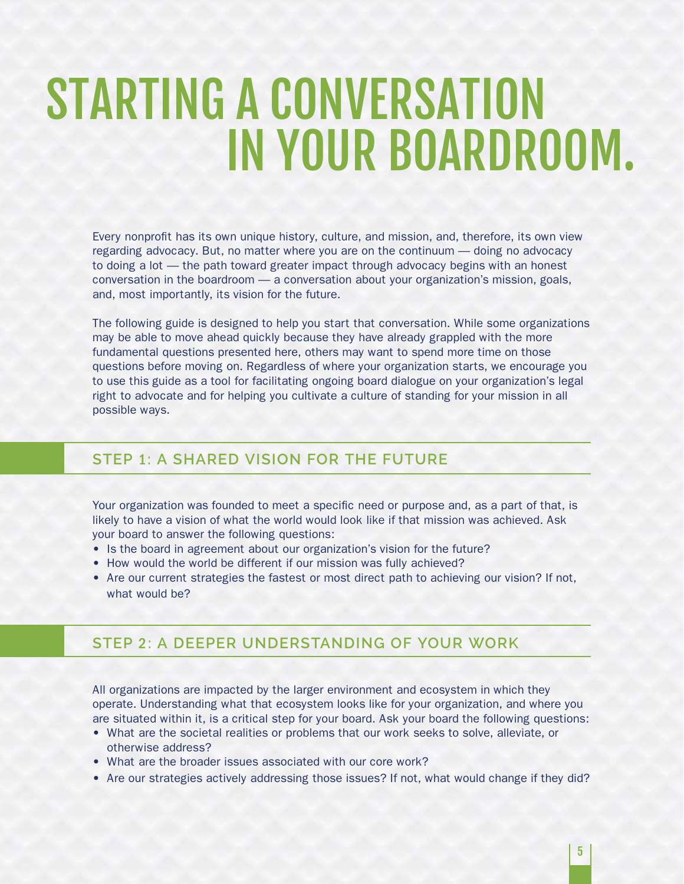# STARTING A CONVERSATION IN YOUR BOARDROOM.

Every nonprofit has its own unique history, culture, and mission, and, therefore, its own view regarding advocacy. But, no matter where you are on the continuum — doing no advocacy to doing a lot — the path toward greater impact through advocacy begins with an honest conversation in the boardroom — a conversation about your organization's mission, goals, and, most importantly, its vision for the future.

The following guide is designed to help you start that conversation. While some organizations may be able to move ahead quickly because they have already grappled with the more fundamental questions presented here, others may want to spend more time on those questions before moving on. Regardless of where your organization starts, we encourage you to use this guide as a tool for facilitating ongoing board dialogue on your organization's legal right to advocate and for helping you cultivate a culture of standing for your mission in all possible ways.

## STEP 1: A SHARED VISION FOR THE FUTURE

Your organization was founded to meet a specific need or purpose and, as a part of that, is likely to have a vision of what the world would look like if that mission was achieved. Ask your board to answer the following questions:

- Is the board in agreement about our organization's vision for the future?
- How would the world be different if our mission was fully achieved?
- Are our current strategies the fastest or most direct path to achieving our vision? If not, what would be?

## STEP 2: A DEEPER UNDERSTANDING OF YOUR WORK

All organizations are impacted by the larger environment and ecosystem in which they operate. Understanding what that ecosystem looks like for your organization, and where you are situated within it, is a critical step for your board. Ask your board the following questions:

- What are the societal realities or problems that our work seeks to solve, alleviate, or otherwise address?
- What are the broader issues associated with our core work?
- Are our strategies actively addressing those issues? If not, what would change if they did?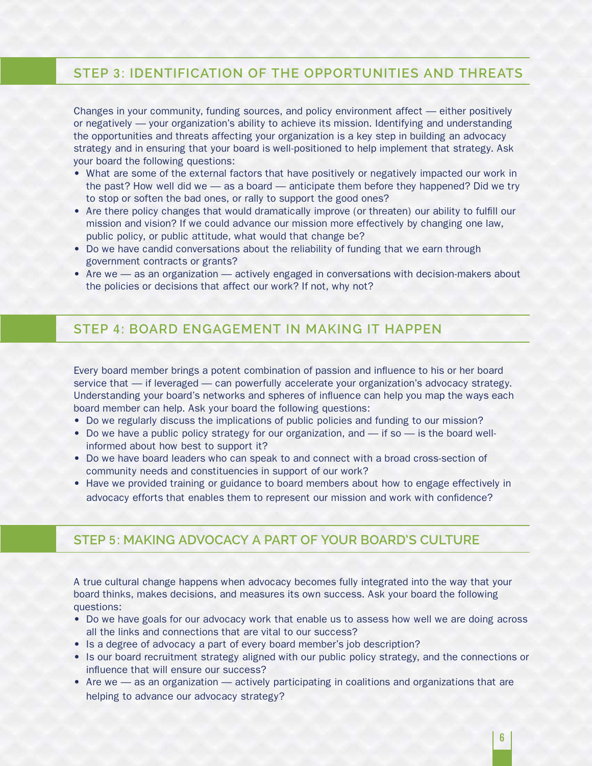## STEP 3: IDENTIFICATION OF THE OPPORTUNITIES AND THREATS

Changes in your community, funding sources, and policy environment affect — either positively or negatively — your organization's ability to achieve its mission. Identifying and understanding the opportunities and threats affecting your organization is a key step in building an advocacy strategy and in ensuring that your board is well-positioned to help implement that strategy. Ask your board the following questions:

- What are some of the external factors that have positively or negatively impacted our work in the past? How well did we — as a board — anticipate them before they happened? Did we try to stop or soften the bad ones, or rally to support the good ones?
- Are there policy changes that would dramatically improve (or threaten) our ability to fulfill our mission and vision? If we could advance our mission more effectively by changing one law, public policy, or public attitude, what would that change be?
- Do we have candid conversations about the reliability of funding that we earn through government contracts or grants?
- Are we — as an organization — actively engaged in conversations with decision-makers about the policies or decisions that affect our work? If not, why not?

## STEP 4: BOARD ENGAGEMENT IN MAKING IT HAPPEN

Every board member brings a potent combination of passion and influence to his or her board service that — if leveraged — can powerfully accelerate your organization's advocacy strategy. Understanding your board's networks and spheres of influence can help you map the ways each board member can help. Ask your board the following questions:

- Do we regularly discuss the implications of public policies and funding to our mission?
- Do we have a public policy strategy for our organization, and — if so — is the board well-informed about how best to support it?
- Do we have board leaders who can speak to and connect with a broad cross-section of community needs and constituencies in support of our work?
- Have we provided training or guidance to board members about how to engage effectively in advocacy efforts that enables them to represent our mission and work with confidence?

## STEP 5: MAKING ADVOCACY A PART OF YOUR BOARD'S CULTURE

A true cultural change happens when advocacy becomes fully integrated into the way that your board thinks, makes decisions, and measures its own success. Ask your board the following questions:

- Do we have goals for our advocacy work that enable us to assess how well we are doing across all the links and connections that are vital to our success?
- Is a degree of advocacy a part of every board member's job description?
- Is our board recruitment strategy aligned with our public policy strategy, and the connections or influence that will ensure our success?
- Are we — as an organization — actively participating in coalitions and organizations that are helping to advance our advocacy strategy?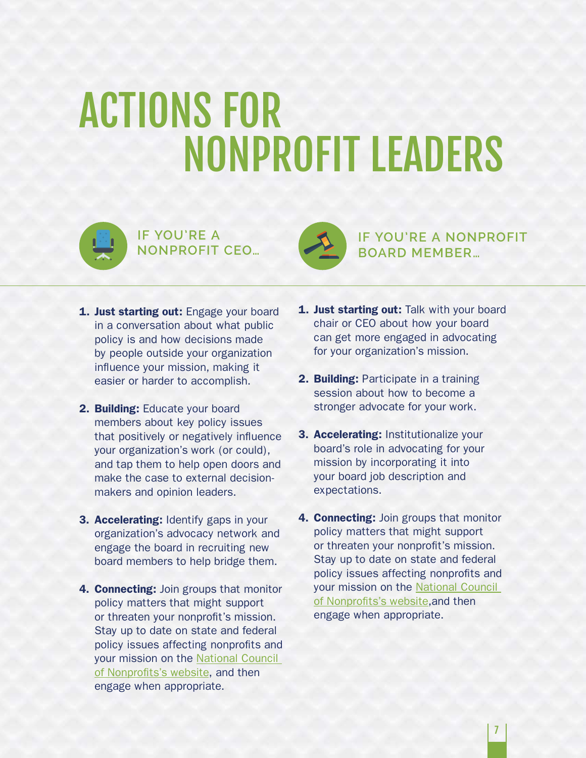# ACTIONS FOR NONPROFIT LEADERS

## IF YOU'RE A NONPROFIT CEO…

1. **Just starting out:** Engage your board in a conversation about what public policy is and how decisions made by people outside your organization influence your mission, making it easier or harder to accomplish.
2. **Building:** Educate your board members about key policy issues that positively or negatively influence your organization's work (or could), and tap them to help open doors and make the case to external decision-makers and opinion leaders.
3. **Accelerating:** Identify gaps in your organization's advocacy network and engage the board in recruiting new board members to help bridge them.
4. **Connecting:** Join groups that monitor policy matters that might support or threaten your nonprofit's mission. Stay up to date on state and federal policy issues affecting nonprofits and your mission on the National Council of Nonprofits's website, and then engage when appropriate.

## IF YOU'RE A NONPROFIT BOARD MEMBER…

1. **Just starting out:** Talk with your board chair or CEO about how your board can get more engaged in advocating for your organization's mission.
2. **Building:** Participate in a training session about how to become a stronger advocate for your work.
3. **Accelerating:** Institutionalize your board's role in advocating for your mission by incorporating it into your board job description and expectations.
4. **Connecting:** Join groups that monitor policy matters that might support or threaten your nonprofit's mission. Stay up to date on state and federal policy issues affecting nonprofits and your mission on the National Council of Nonprofits's website,and then engage when appropriate.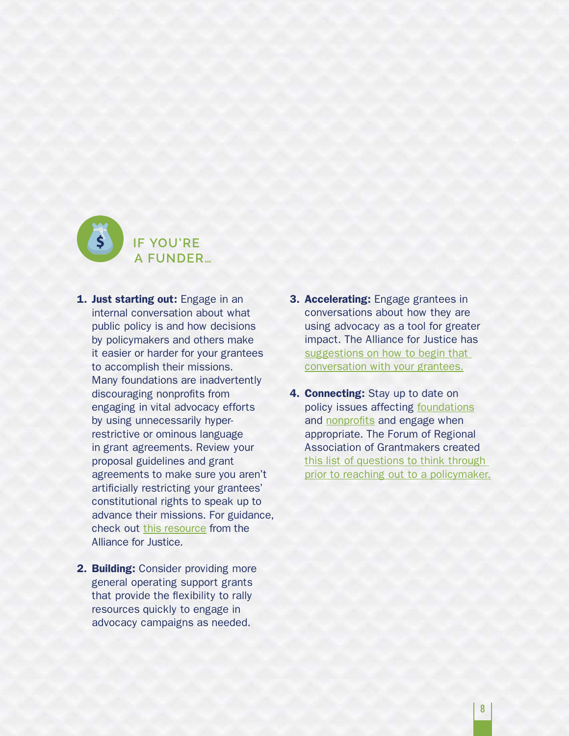## IF YOU'RE A FUNDER…

1. **Just starting out:** Engage in an internal conversation about what public policy is and how decisions by policymakers and others make it easier or harder for your grantees to accomplish their missions. Many foundations are inadvertently discouraging nonprofits from engaging in vital advocacy efforts by using unnecessarily hyper-restrictive or ominous language in grant agreements. Review your proposal guidelines and grant agreements to make sure you aren't artificially restricting your grantees' constitutional rights to speak up to advance their missions. For guidance, check out this resource from the Alliance for Justice.

2. **Building:** Consider providing more general operating support grants that provide the flexibility to rally resources quickly to engage in advocacy campaigns as needed.

3. **Accelerating:** Engage grantees in conversations about how they are using advocacy as a tool for greater impact. The Alliance for Justice has suggestions on how to begin that conversation with your grantees.

4. **Connecting:** Stay up to date on policy issues affecting foundations and nonprofits and engage when appropriate. The Forum of Regional Association of Grantmakers created this list of questions to think through prior to reaching out to a policymaker.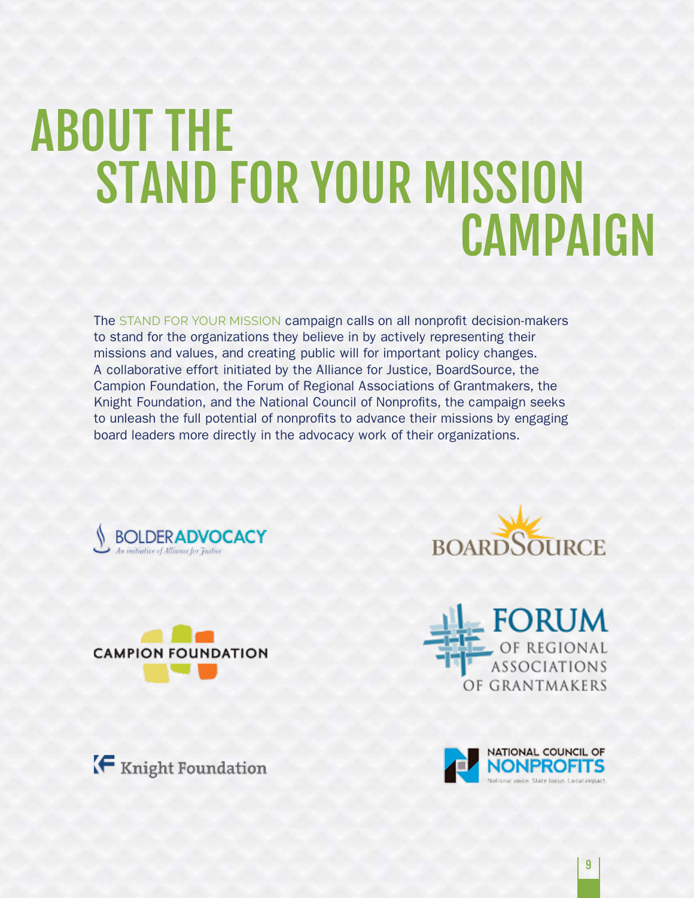# ABOUT THE STAND FOR YOUR MISSION CAMPAIGN

The STAND FOR YOUR MISSION campaign calls on all nonprofit decision-makers to stand for the organizations they believe in by actively representing their missions and values, and creating public will for important policy changes. A collaborative effort initiated by the Alliance for Justice, BoardSource, the Campion Foundation, the Forum of Regional Associations of Grantmakers, the Knight Foundation, and the National Council of Nonprofits, the campaign seeks to unleash the full potential of nonprofits to advance their missions by engaging board leaders more directly in the advocacy work of their organizations.

BOLDERADVOCACY
*An initiative of Alliance for Justice*

BOARDSOURCE

CAMPION FOUNDATION

FORUM OF REGIONAL ASSOCIATIONS OF GRANTMAKERS

Knight Foundation

NATIONAL COUNCIL OF NONPROFITS
National voice. State focus. Local impact.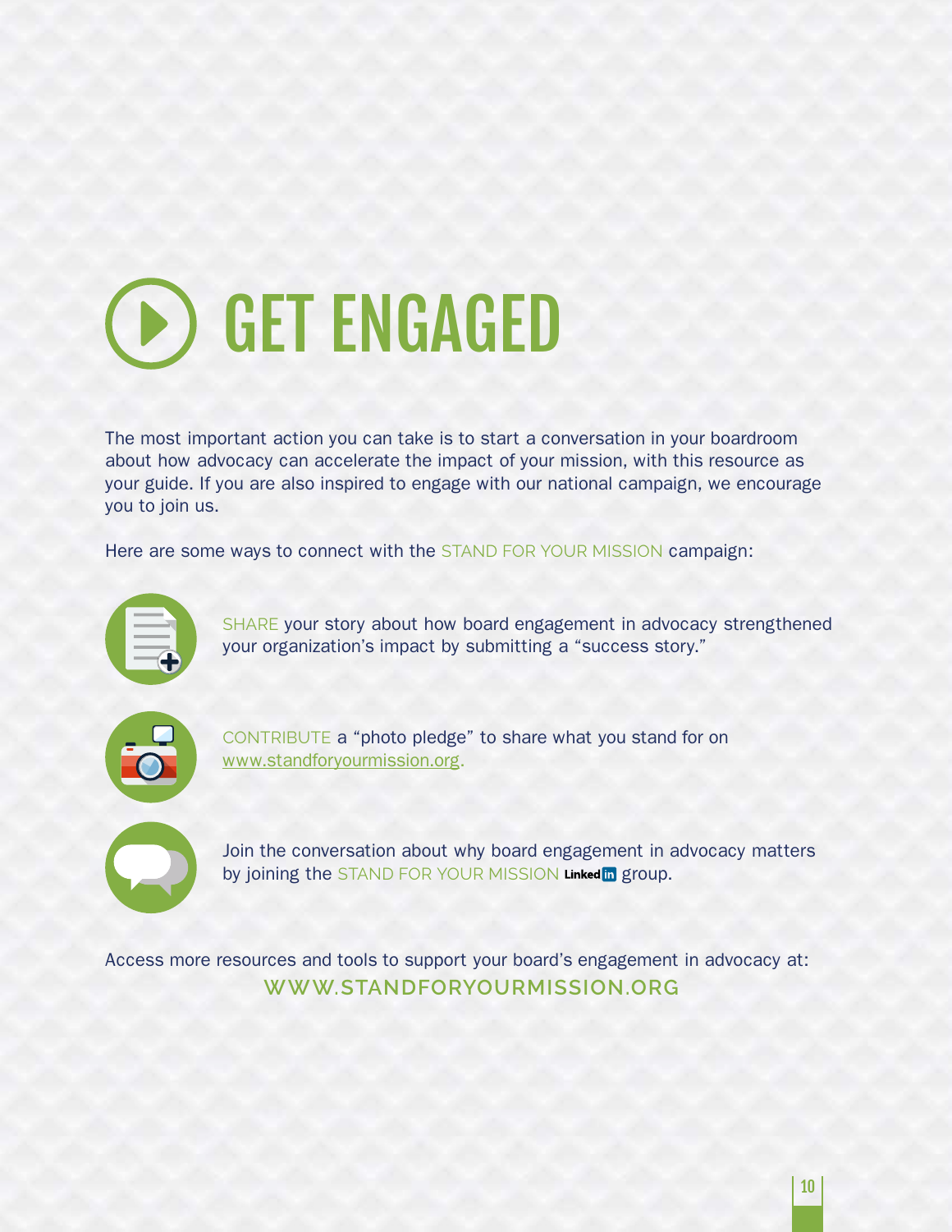# GET ENGAGED

The most important action you can take is to start a conversation in your boardroom about how advocacy can accelerate the impact of your mission, with this resource as your guide. If you are also inspired to engage with our national campaign, we encourage you to join us.

Here are some ways to connect with the STAND FOR YOUR MISSION campaign:

- SHARE your story about how board engagement in advocacy strengthened your organization's impact by submitting a "success story."
- CONTRIBUTE a "photo pledge" to share what you stand for on www.standforyourmission.org.
- Join the conversation about why board engagement in advocacy matters by joining the STAND FOR YOUR MISSION LinkedIn group.

Access more resources and tools to support your board's engagement in advocacy at:

**WWW.STANDFORYOURMISSION.ORG**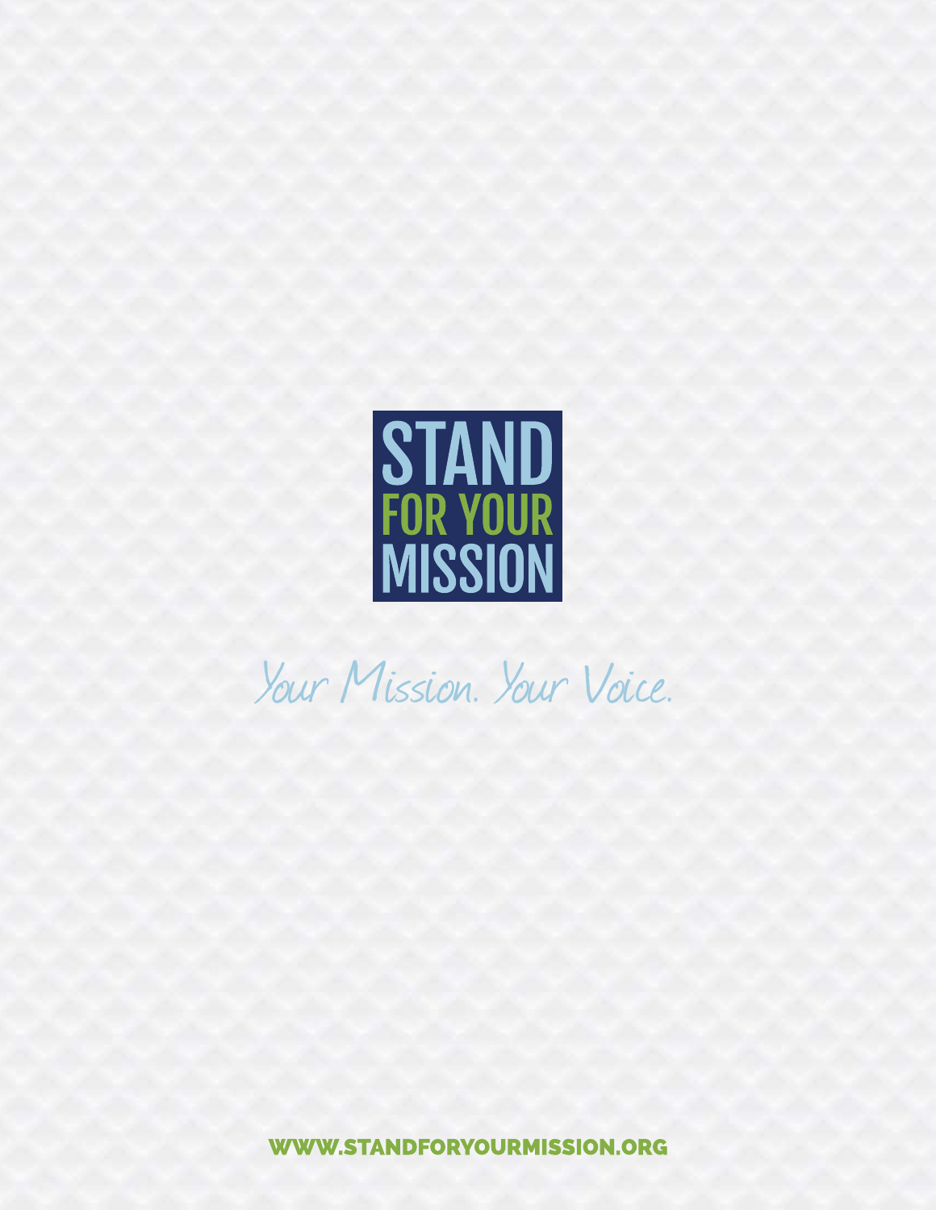STAND

FOR YOUR

MISSION

*Your Mission. Your Voice.*

**WWW.STANDFORYOURMISSION.ORG**